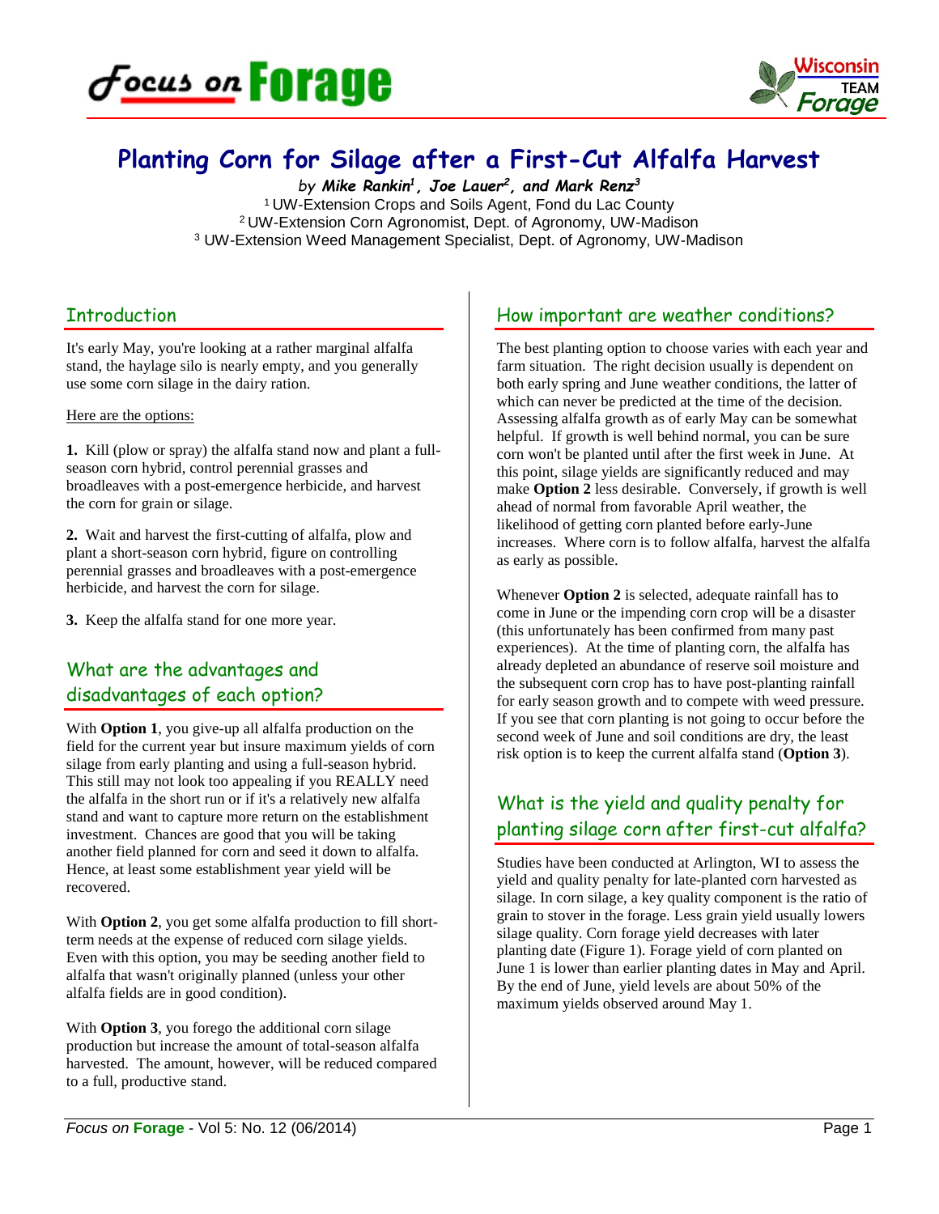# Planting Corn for Silage after a First-Cut Alfalfa Harvest

*by* ***Mike Rankin[1], Joe Lauer[2], and Mark Renz[3]***

[1] UW-Extension Crops and Soils Agent, Fond du Lac County
[2] UW-Extension Corn Agronomist, Dept. of Agronomy, UW-Madison
[3] UW-Extension Weed Management Specialist, Dept. of Agronomy, UW-Madison

## Introduction

It's early May, you're looking at a rather marginal alfalfa stand, the haylage silo is nearly empty, and you generally use some corn silage in the dairy ration.

Here are the options:

**1.** Kill (plow or spray) the alfalfa stand now and plant a full-season corn hybrid, control perennial grasses and broadleaves with a post-emergence herbicide, and harvest the corn for grain or silage.

**2.** Wait and harvest the first-cutting of alfalfa, plow and plant a short-season corn hybrid, figure on controlling perennial grasses and broadleaves with a post-emergence herbicide, and harvest the corn for silage.

**3.** Keep the alfalfa stand for one more year.

## What are the advantages and disadvantages of each option?

With **Option 1**, you give-up all alfalfa production on the field for the current year but insure maximum yields of corn silage from early planting and using a full-season hybrid. This still may not look too appealing if you REALLY need the alfalfa in the short run or if it's a relatively new alfalfa stand and want to capture more return on the establishment investment. Chances are good that you will be taking another field planned for corn and seed it down to alfalfa. Hence, at least some establishment year yield will be recovered.

With **Option 2**, you get some alfalfa production to fill short-term needs at the expense of reduced corn silage yields. Even with this option, you may be seeding another field to alfalfa that wasn't originally planned (unless your other alfalfa fields are in good condition).

With **Option 3**, you forego the additional corn silage production but increase the amount of total-season alfalfa harvested. The amount, however, will be reduced compared to a full, productive stand.

## How important are weather conditions?

The best planting option to choose varies with each year and farm situation. The right decision usually is dependent on both early spring and June weather conditions, the latter of which can never be predicted at the time of the decision. Assessing alfalfa growth as of early May can be somewhat helpful. If growth is well behind normal, you can be sure corn won't be planted until after the first week in June. At this point, silage yields are significantly reduced and may make **Option 2** less desirable. Conversely, if growth is well ahead of normal from favorable April weather, the likelihood of getting corn planted before early-June increases. Where corn is to follow alfalfa, harvest the alfalfa as early as possible.

Whenever **Option 2** is selected, adequate rainfall has to come in June or the impending corn crop will be a disaster (this unfortunately has been confirmed from many past experiences). At the time of planting corn, the alfalfa has already depleted an abundance of reserve soil moisture and the subsequent corn crop has to have post-planting rainfall for early season growth and to compete with weed pressure. If you see that corn planting is not going to occur before the second week of June and soil conditions are dry, the least risk option is to keep the current alfalfa stand (**Option 3**).

## What is the yield and quality penalty for planting silage corn after first-cut alfalfa?

Studies have been conducted at Arlington, WI to assess the yield and quality penalty for late-planted corn harvested as silage. In corn silage, a key quality component is the ratio of grain to stover in the forage. Less grain yield usually lowers silage quality. Corn forage yield decreases with later planting date (Figure 1). Forage yield of corn planted on June 1 is lower than earlier planting dates in May and April. By the end of June, yield levels are about 50% of the maximum yields observed around May 1.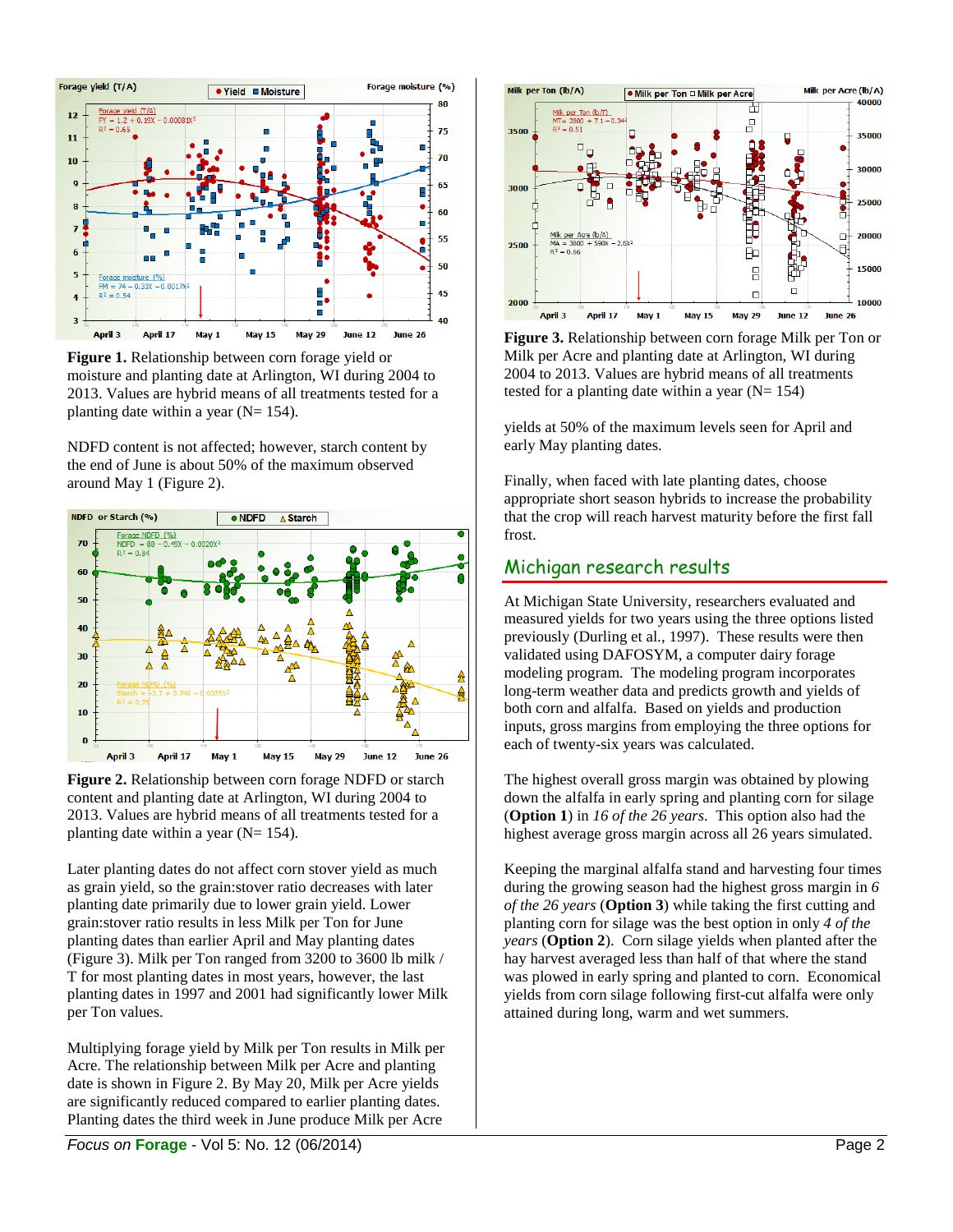**Figure 1.** Relationship between corn forage yield or moisture and planting date at Arlington, WI during 2004 to 2013. Values are hybrid means of all treatments tested for a planting date within a year (N= 154).

NDFD content is not affected; however, starch content by the end of June is about 50% of the maximum observed around May 1 (Figure 2).

**Figure 2.** Relationship between corn forage NDFD or starch content and planting date at Arlington, WI during 2004 to 2013. Values are hybrid means of all treatments tested for a planting date within a year (N= 154).

Later planting dates do not affect corn stover yield as much as grain yield, so the grain:stover ratio decreases with later planting date primarily due to lower grain yield. Lower grain:stover ratio results in less Milk per Ton for June planting dates than earlier April and May planting dates (Figure 3). Milk per Ton ranged from 3200 to 3600 lb milk / T for most planting dates in most years, however, the last planting dates in 1997 and 2001 had significantly lower Milk per Ton values.

Multiplying forage yield by Milk per Ton results in Milk per Acre. The relationship between Milk per Acre and planting date is shown in Figure 2. By May 20, Milk per Acre yields are significantly reduced compared to earlier planting dates. Planting dates the third week in June produce Milk per Acre yields at 50% of the maximum levels seen for April and early May planting dates.

**Figure 3.** Relationship between corn forage Milk per Ton or Milk per Acre and planting date at Arlington, WI during 2004 to 2013. Values are hybrid means of all treatments tested for a planting date within a year (N= 154)

Finally, when faced with late planting dates, choose appropriate short season hybrids to increase the probability that the crop will reach harvest maturity before the first fall frost.

## Michigan research results

At Michigan State University, researchers evaluated and measured yields for two years using the three options listed previously (Durling et al., 1997). These results were then validated using DAFOSYM, a computer dairy forage modeling program. The modeling program incorporates long-term weather data and predicts growth and yields of both corn and alfalfa. Based on yields and production inputs, gross margins from employing the three options for each of twenty-six years was calculated.

The highest overall gross margin was obtained by plowing down the alfalfa in early spring and planting corn for silage (**Option 1**) in *16 of the 26 years*. This option also had the highest average gross margin across all 26 years simulated.

Keeping the marginal alfalfa stand and harvesting four times during the growing season had the highest gross margin in *6 of the 26 years* (**Option 3**) while taking the first cutting and planting corn for silage was the best option in only *4 of the years* (**Option 2**). Corn silage yields when planted after the hay harvest averaged less than half of that where the stand was plowed in early spring and planted to corn. Economical yields from corn silage following first-cut alfalfa were only attained during long, warm and wet summers.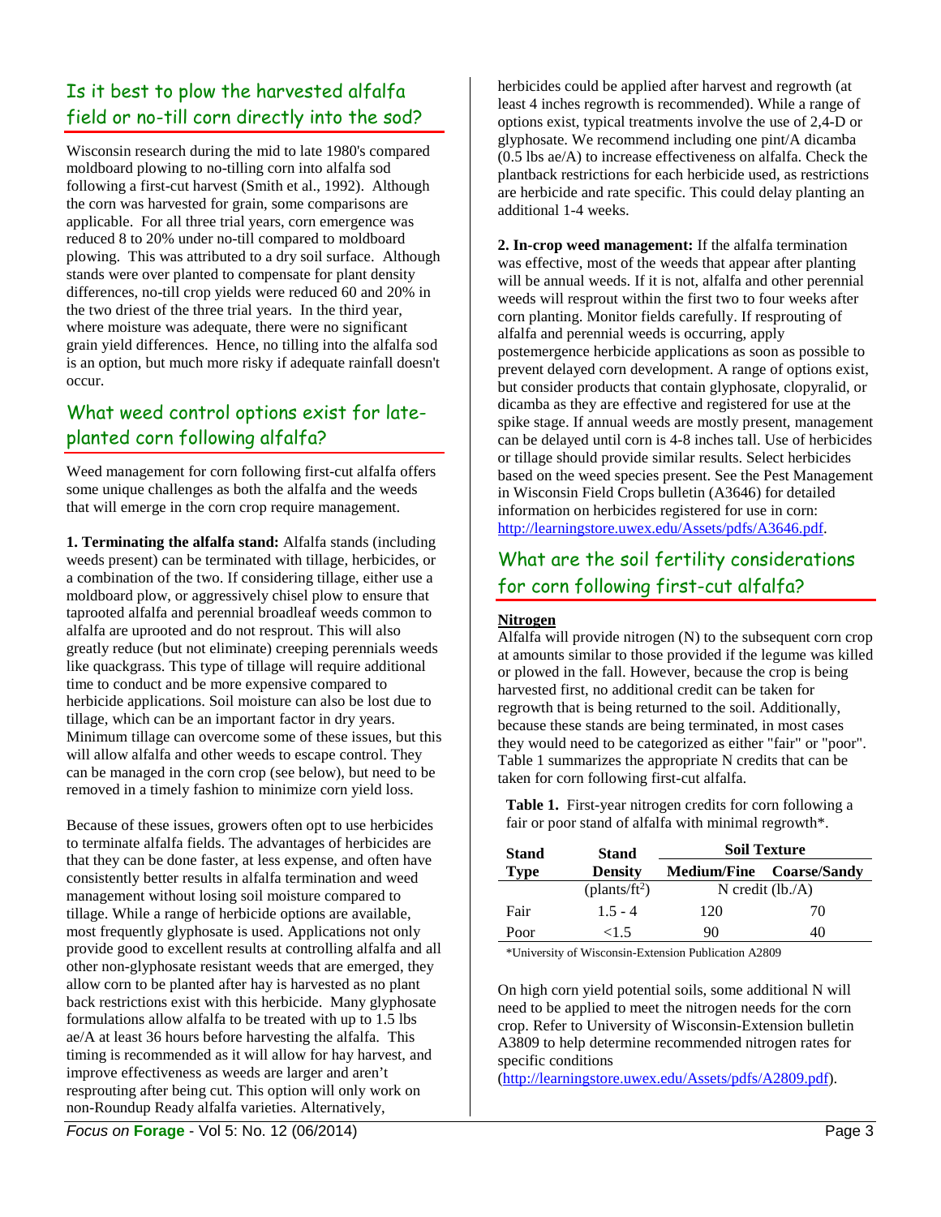## Is it best to plow the harvested alfalfa field or no-till corn directly into the sod?

Wisconsin research during the mid to late 1980's compared moldboard plowing to no-tilling corn into alfalfa sod following a first-cut harvest (Smith et al., 1992). Although the corn was harvested for grain, some comparisons are applicable. For all three trial years, corn emergence was reduced 8 to 20% under no-till compared to moldboard plowing. This was attributed to a dry soil surface. Although stands were over planted to compensate for plant density differences, no-till crop yields were reduced 60 and 20% in the two driest of the three trial years. In the third year, where moisture was adequate, there were no significant grain yield differences. Hence, no tilling into the alfalfa sod is an option, but much more risky if adequate rainfall doesn't occur.

## What weed control options exist for late-planted corn following alfalfa?

Weed management for corn following first-cut alfalfa offers some unique challenges as both the alfalfa and the weeds that will emerge in the corn crop require management.

**1. Terminating the alfalfa stand:** Alfalfa stands (including weeds present) can be terminated with tillage, herbicides, or a combination of the two. If considering tillage, either use a moldboard plow, or aggressively chisel plow to ensure that taprooted alfalfa and perennial broadleaf weeds common to alfalfa are uprooted and do not resprout. This will also greatly reduce (but not eliminate) creeping perennials weeds like quackgrass. This type of tillage will require additional time to conduct and be more expensive compared to herbicide applications. Soil moisture can also be lost due to tillage, which can be an important factor in dry years. Minimum tillage can overcome some of these issues, but this will allow alfalfa and other weeds to escape control. They can be managed in the corn crop (see below), but need to be removed in a timely fashion to minimize corn yield loss.

Because of these issues, growers often opt to use herbicides to terminate alfalfa fields. The advantages of herbicides are that they can be done faster, at less expense, and often have consistently better results in alfalfa termination and weed management without losing soil moisture compared to tillage. While a range of herbicide options are available, most frequently glyphosate is used. Applications not only provide good to excellent results at controlling alfalfa and all other non-glyphosate resistant weeds that are emerged, they allow corn to be planted after hay is harvested as no plant back restrictions exist with this herbicide. Many glyphosate formulations allow alfalfa to be treated with up to 1.5 lbs ae/A at least 36 hours before harvesting the alfalfa. This timing is recommended as it will allow for hay harvest, and improve effectiveness as weeds are larger and aren't resprouting after being cut. This option will only work on non-Roundup Ready alfalfa varieties. Alternatively, herbicides could be applied after harvest and regrowth (at least 4 inches regrowth is recommended). While a range of options exist, typical treatments involve the use of 2,4-D or glyphosate. We recommend including one pint/A dicamba (0.5 lbs ae/A) to increase effectiveness on alfalfa. Check the plantback restrictions for each herbicide used, as restrictions are herbicide and rate specific. This could delay planting an additional 1-4 weeks.

**2. In-crop weed management:** If the alfalfa termination was effective, most of the weeds that appear after planting will be annual weeds. If it is not, alfalfa and other perennial weeds will resprout within the first two to four weeks after corn planting. Monitor fields carefully. If resprouting of alfalfa and perennial weeds is occurring, apply postemergence herbicide applications as soon as possible to prevent delayed corn development. A range of options exist, but consider products that contain glyphosate, clopyralid, or dicamba as they are effective and registered for use at the spike stage. If annual weeds are mostly present, management can be delayed until corn is 4-8 inches tall. Use of herbicides or tillage should provide similar results. Select herbicides based on the weed species present. See the Pest Management in Wisconsin Field Crops bulletin (A3646) for detailed information on herbicides registered for use in corn: http://learningstore.uwex.edu/Assets/pdfs/A3646.pdf.

## What are the soil fertility considerations for corn following first-cut alfalfa?

### Nitrogen

Alfalfa will provide nitrogen (N) to the subsequent corn crop at amounts similar to those provided if the legume was killed or plowed in the fall. However, because the crop is being harvested first, no additional credit can be taken for regrowth that is being returned to the soil. Additionally, because these stands are being terminated, in most cases they would need to be categorized as either "fair" or "poor". Table 1 summarizes the appropriate N credits that can be taken for corn following first-cut alfalfa.

**Table 1.** First-year nitrogen credits for corn following a fair or poor stand of alfalfa with minimal regrowth*.

| Stand Type | Stand Density | Soil Texture | |
|---|---|---|---|
| | | Medium/Fine | Coarse/Sandy |
| | (plants/ft$^2$) | N credit (lb./A) | |
| Fair | 1.5 - 4 | 120 | 70 |
| Poor | <1.5 | 90 | 40 |

*University of Wisconsin-Extension Publication A2809

On high corn yield potential soils, some additional N will need to be applied to meet the nitrogen needs for the corn crop. Refer to University of Wisconsin-Extension bulletin A3809 to help determine recommended nitrogen rates for specific conditions (http://learningstore.uwex.edu/Assets/pdfs/A2809.pdf).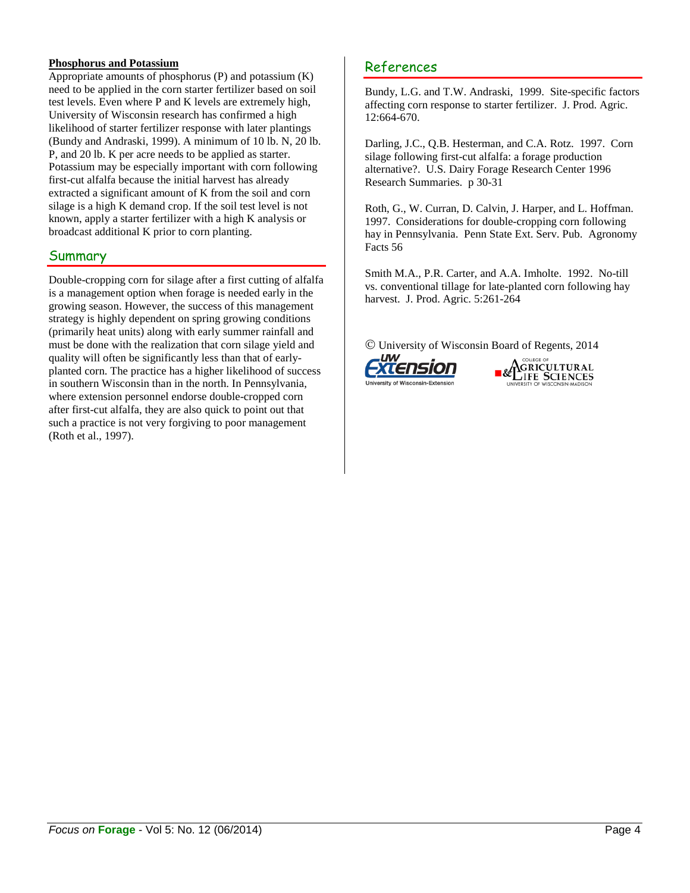**Phosphorus and Potassium**

Appropriate amounts of phosphorus (P) and potassium (K) need to be applied in the corn starter fertilizer based on soil test levels. Even where P and K levels are extremely high, University of Wisconsin research has confirmed a high likelihood of starter fertilizer response with later plantings (Bundy and Andraski, 1999). A minimum of 10 lb. N, 20 lb. P, and 20 lb. K per acre needs to be applied as starter. Potassium may be especially important with corn following first-cut alfalfa because the initial harvest has already extracted a significant amount of K from the soil and corn silage is a high K demand crop. If the soil test level is not known, apply a starter fertilizer with a high K analysis or broadcast additional K prior to corn planting.

## Summary

Double-cropping corn for silage after a first cutting of alfalfa is a management option when forage is needed early in the growing season. However, the success of this management strategy is highly dependent on spring growing conditions (primarily heat units) along with early summer rainfall and must be done with the realization that corn silage yield and quality will often be significantly less than that of early-planted corn. The practice has a higher likelihood of success in southern Wisconsin than in the north. In Pennsylvania, where extension personnel endorse double-cropped corn after first-cut alfalfa, they are also quick to point out that such a practice is not very forgiving to poor management (Roth et al., 1997).

## References

Bundy, L.G. and T.W. Andraski, 1999. Site-specific factors affecting corn response to starter fertilizer. J. Prod. Agric. 12:664-670.

Darling, J.C., Q.B. Hesterman, and C.A. Rotz. 1997. Corn silage following first-cut alfalfa: a forage production alternative?. U.S. Dairy Forage Research Center 1996 Research Summaries. p 30-31

Roth, G., W. Curran, D. Calvin, J. Harper, and L. Hoffman. 1997. Considerations for double-cropping corn following hay in Pennsylvania. Penn State Ext. Serv. Pub. Agronomy Facts 56

Smith M.A., P.R. Carter, and A.A. Imholte. 1992. No-till vs. conventional tillage for late-planted corn following hay harvest. J. Prod. Agric. 5:261-264

© University of Wisconsin Board of Regents, 2014

UW Extension — University of Wisconsin-Extension

College of Agricultural & Life Sciences — University of Wisconsin-Madison